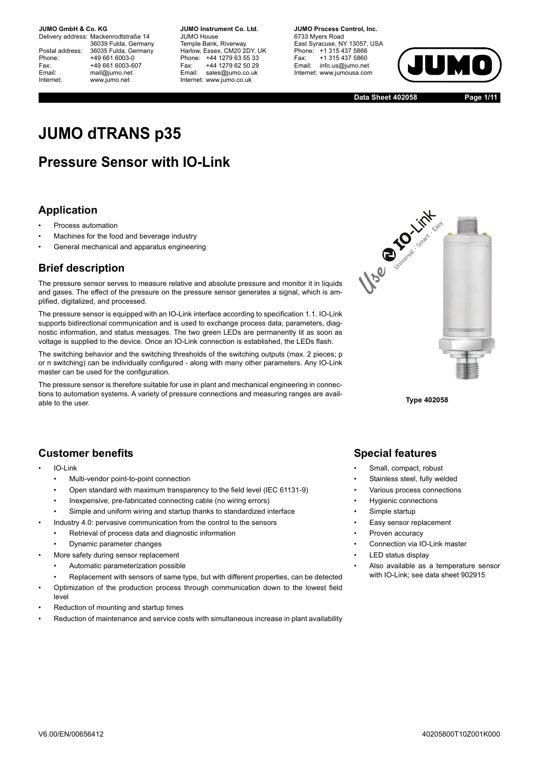**JUMO GmbH & Co. KG**
Delivery address: Mackenrodtstraße 14
36039 Fulda, Germany
Postal address: 36035 Fulda, Germany
Phone: +49 661 6003-0
Fax: +49 661 6003-607
Email: mail@jumo.net
Internet: www.jumo.net

**JUMO Instrument Co. Ltd.**
JUMO House
Temple Bank, Riverway
Harlow, Essex, CM20 2DY, UK
Phone: +44 1279 63 55 33
Fax: +44 1279 62 50 29
Email: sales@jumo.co.uk
Internet: www.jumo.co.uk

**JUMO Process Control, Inc.**
6733 Myers Road
East Syracuse, NY 13057, USA
Phone: +1 315 437 5866
Fax: +1 315 437 5860
Email: info.us@jumo.net
Internet: www.jumousa.com

**Data Sheet 402058**

# JUMO dTRANS p35

## Pressure Sensor with IO-Link

### Application

- Process automation
- Machines for the food and beverage industry
- General mechanical and apparatus engineering

### Brief description

The pressure sensor serves to measure relative and absolute pressure and monitor it in liquids and gases. The effect of the pressure on the pressure sensor generates a signal, which is amplified, digitalized, and processed.

The pressure sensor is equipped with an IO-Link interface according to specification 1.1. IO-Link supports bidirectional communication and is used to exchange process data, parameters, diagnostic information, and status messages. The two green LEDs are permanently lit as soon as voltage is supplied to the device. Once an IO-Link connection is established, the LEDs flash.

The switching behavior and the switching thresholds of the switching outputs (max. 2 pieces; p or n switching) can be individually configured - along with many other parameters. Any IO-Link master can be used for the configuration.

The pressure sensor is therefore suitable for use in plant and mechanical engineering in connections to automation systems. A variety of pressure connections and measuring ranges are available to the user.

**Type 402058**

### Customer benefits

- IO-Link
  - Multi-vendor point-to-point connection
  - Open standard with maximum transparency to the field level (IEC 61131-9)
  - Inexpensive, pre-fabricated connecting cable (no wiring errors)
  - Simple and uniform wiring and startup thanks to standardized interface
- Industry 4.0: pervasive communication from the control to the sensors
  - Retrieval of process data and diagnostic information
  - Dynamic parameter changes
- More safety during sensor replacement
  - Automatic parameterization possible
  - Replacement with sensors of same type, but with different properties, can be detected
- Optimization of the production process through communication down to the lowest field level
- Reduction of mounting and startup times
- Reduction of maintenance and service costs with simultaneous increase in plant availability

### Special features

- Small, compact, robust
- Stainless steel, fully welded
- Various process connections
- Hygienic connections
- Simple startup
- Easy sensor replacement
- Proven accuracy
- Connection via IO-Link master
- LED status display
- Also available as a temperature sensor with IO-Link; see data sheet 902915

V6.00/EN/00656412

40205800T10Z001K000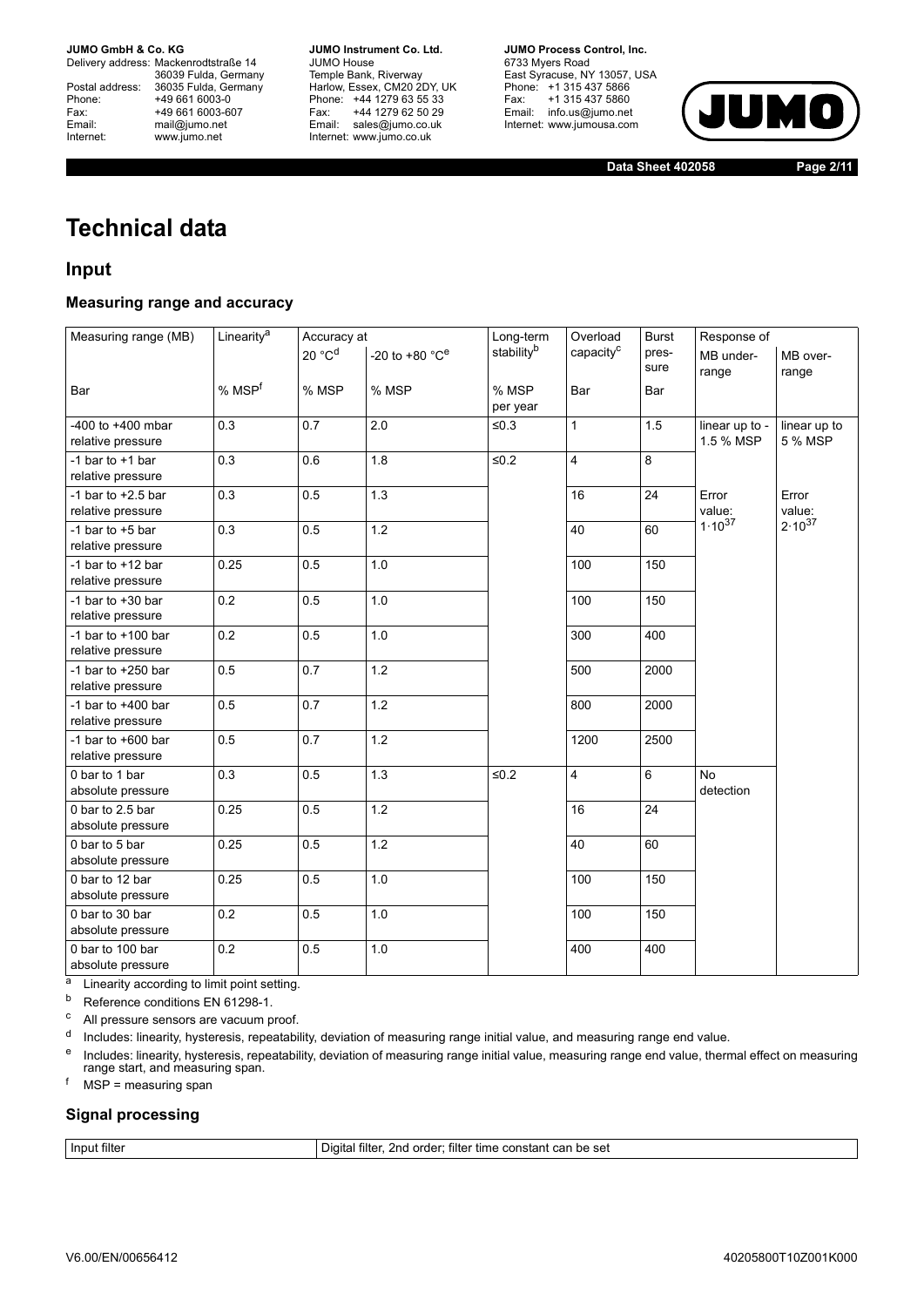# Technical data

## Input

### Measuring range and accuracy

| Measuring range (MB) | Linearity[a] | Accuracy at | | Long-term stability[b] | Overload capacity[c] | Burst pressure | Response of | |
|---|---|---|---|---|---|---|---|---|
| | | 20 °C[d] | -20 to +80 °C[e] | | | | MB under-range | MB over-range |
| Bar | % MSP[f] | % MSP | % MSP | % MSP per year | Bar | Bar | | |
| -400 to +400 mbar relative pressure | 0.3 | 0.7 | 2.0 | ≤0.3 | 1 | 1.5 | linear up to -1.5 % MSP | linear up to 5 % MSP |
| -1 bar to +1 bar relative pressure | 0.3 | 0.6 | 1.8 | ≤0.2 | 4 | 8 | | |
| -1 bar to +2.5 bar relative pressure | 0.3 | 0.5 | 1.3 | | 16 | 24 | Error value: $1 \cdot 10^{37}$ | Error value: $2 \cdot 10^{37}$ |
| -1 bar to +5 bar relative pressure | 0.3 | 0.5 | 1.2 | | 40 | 60 | | |
| -1 bar to +12 bar relative pressure | 0.25 | 0.5 | 1.0 | | 100 | 150 | | |
| -1 bar to +30 bar relative pressure | 0.2 | 0.5 | 1.0 | | 100 | 150 | | |
| -1 bar to +100 bar relative pressure | 0.2 | 0.5 | 1.0 | | 300 | 400 | | |
| -1 bar to +250 bar relative pressure | 0.5 | 0.7 | 1.2 | | 500 | 2000 | | |
| -1 bar to +400 bar relative pressure | 0.5 | 0.7 | 1.2 | | 800 | 2000 | | |
| -1 bar to +600 bar relative pressure | 0.5 | 0.7 | 1.2 | | 1200 | 2500 | | |
| 0 bar to 1 bar absolute pressure | 0.3 | 0.5 | 1.3 | ≤0.2 | 4 | 6 | No detection | |
| 0 bar to 2.5 bar absolute pressure | 0.25 | 0.5 | 1.2 | | 16 | 24 | | |
| 0 bar to 5 bar absolute pressure | 0.25 | 0.5 | 1.2 | | 40 | 60 | | |
| 0 bar to 12 bar absolute pressure | 0.25 | 0.5 | 1.0 | | 100 | 150 | | |
| 0 bar to 30 bar absolute pressure | 0.2 | 0.5 | 1.0 | | 100 | 150 | | |
| 0 bar to 100 bar absolute pressure | 0.2 | 0.5 | 1.0 | | 400 | 400 | | |

[a] Linearity according to limit point setting.

[b] Reference conditions EN 61298-1.

[c] All pressure sensors are vacuum proof.

[d] Includes: linearity, hysteresis, repeatability, deviation of measuring range initial value, and measuring range end value.

[e] Includes: linearity, hysteresis, repeatability, deviation of measuring range initial value, measuring range end value, thermal effect on measuring range start, and measuring span.

[f] MSP = measuring span

### Signal processing

| Input filter | Digital filter, 2nd order; filter time constant can be set |
|---|---|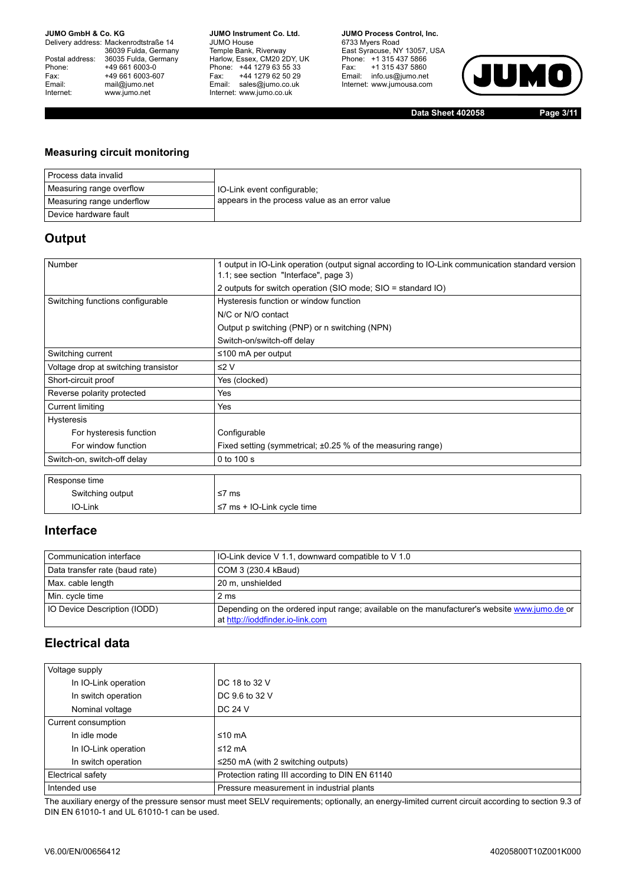## Measuring circuit monitoring

| | |
|---|---|
| Process data invalid | IO-Link event configurable; appears in the process value as an error value |
| Measuring range overflow | |
| Measuring range underflow | |
| Device hardware fault | |

## Output

| | |
|---|---|
| Number | 1 output in IO-Link operation (output signal according to IO-Link communication standard version 1.1; see section "Interface", page 3) |
| | 2 outputs for switch operation (SIO mode; SIO = standard IO) |
| Switching functions configurable | Hysteresis function or window function |
| | N/C or N/O contact |
| | Output p switching (PNP) or n switching (NPN) |
| | Switch-on/switch-off delay |
| Switching current | ≤100 mA per output |
| Voltage drop at switching transistor | ≤2 V |
| Short-circuit proof | Yes (clocked) |
| Reverse polarity protected | Yes |
| Current limiting | Yes |
| Hysteresis | |
| For hysteresis function | Configurable |
| For window function | Fixed setting (symmetrical; ±0.25 % of the measuring range) |
| Switch-on, switch-off delay | 0 to 100 s |

| | |
|---|---|
| Response time | |
| Switching output | ≤7 ms |
| IO-Link | ≤7 ms + IO-Link cycle time |

## Interface

| | |
|---|---|
| Communication interface | IO-Link device V 1.1, downward compatible to V 1.0 |
| Data transfer rate (baud rate) | COM 3 (230.4 kBaud) |
| Max. cable length | 20 m, unshielded |
| Min. cycle time | 2 ms |
| IO Device Description (IODD) | Depending on the ordered input range; available on the manufacturer's website www.jumo.de or at http://ioddfinder.io-link.com |

## Electrical data

| | |
|---|---|
| Voltage supply | |
| In IO-Link operation | DC 18 to 32 V |
| In switch operation | DC 9.6 to 32 V |
| Nominal voltage | DC 24 V |
| Current consumption | |
| In idle mode | ≤10 mA |
| In IO-Link operation | ≤12 mA |
| In switch operation | ≤250 mA (with 2 switching outputs) |
| Electrical safety | Protection rating III according to DIN EN 61140 |
| Intended use | Pressure measurement in industrial plants |

The auxiliary energy of the pressure sensor must meet SELV requirements; optionally, an energy-limited current circuit according to section 9.3 of DIN EN 61010-1 and UL 61010-1 can be used.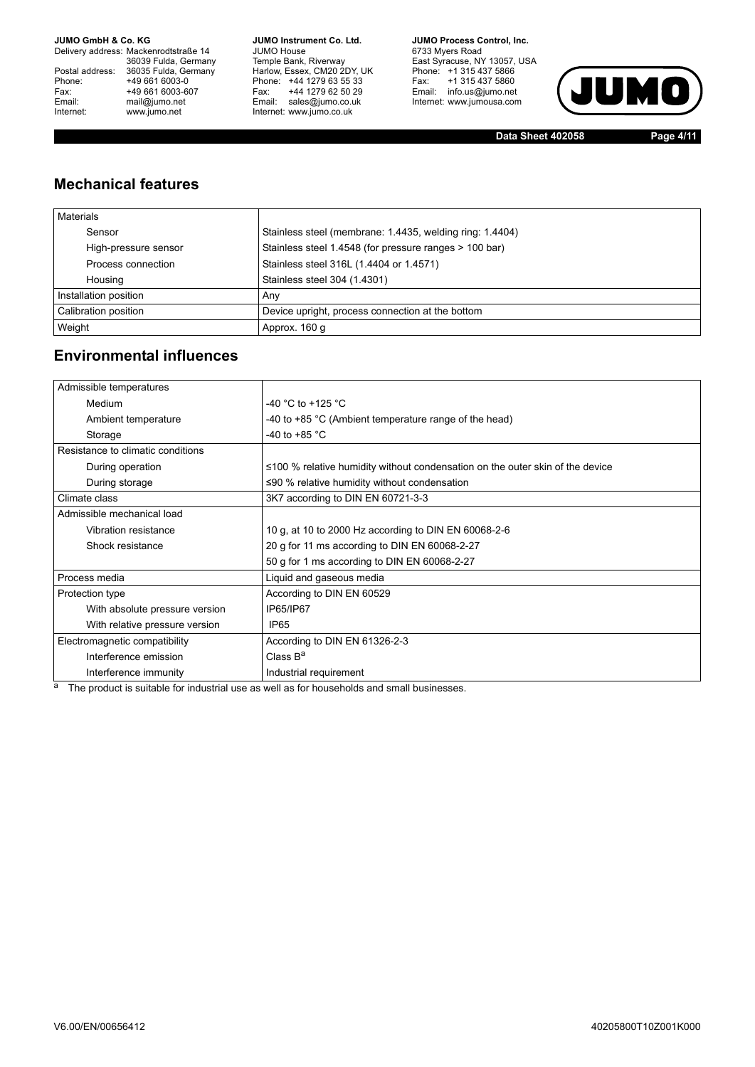## Mechanical features

| Materials | |
|---|---|
| Sensor | Stainless steel (membrane: 1.4435, welding ring: 1.4404) |
| High-pressure sensor | Stainless steel 1.4548 (for pressure ranges > 100 bar) |
| Process connection | Stainless steel 316L (1.4404 or 1.4571) |
| Housing | Stainless steel 304 (1.4301) |
| Installation position | Any |
| Calibration position | Device upright, process connection at the bottom |
| Weight | Approx. 160 g |

## Environmental influences

| Admissible temperatures | |
|---|---|
| Medium | -40 °C to +125 °C |
| Ambient temperature | -40 to +85 °C (Ambient temperature range of the head) |
| Storage | -40 to +85 °C |
| Resistance to climatic conditions | |
| During operation | ≤100 % relative humidity without condensation on the outer skin of the device |
| During storage | ≤90 % relative humidity without condensation |
| Climate class | 3K7 according to DIN EN 60721-3-3 |
| Admissible mechanical load | |
| Vibration resistance | 10 g, at 10 to 2000 Hz according to DIN EN 60068-2-6 |
| Shock resistance | 20 g for 11 ms according to DIN EN 60068-2-27 |
| | 50 g for 1 ms according to DIN EN 60068-2-27 |
| Process media | Liquid and gaseous media |
| Protection type | According to DIN EN 60529 |
| With absolute pressure version | IP65/IP67 |
| With relative pressure version | IP65 |
| Electromagnetic compatibility | According to DIN EN 61326-2-3 |
| Interference emission | Class B[a] |
| Interference immunity | Industrial requirement |

[a] The product is suitable for industrial use as well as for households and small businesses.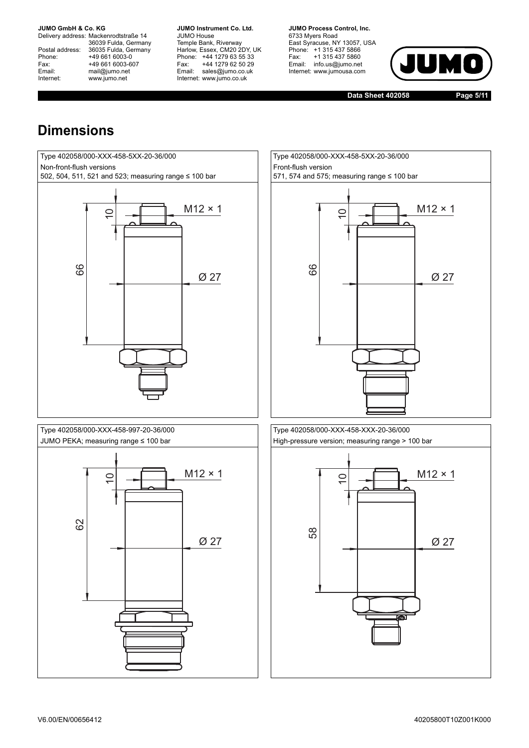# Dimensions

Type 402058/000-XXX-458-5XX-20-36/000
Non-front-flush versions
502, 504, 511, 521 and 523; measuring range ≤ 100 bar

10
M12 × 1
66
Ø 27

Type 402058/000-XXX-458-5XX-20-36/000
Front-flush version
571, 574 and 575; measuring range ≤ 100 bar

10
M12 × 1
66
Ø 27

Type 402058/000-XXX-458-997-20-36/000
JUMO PEKA; measuring range ≤ 100 bar

10
M12 × 1
62
Ø 27

Type 402058/000-XXX-458-XXX-20-36/000
High-pressure version; measuring range > 100 bar

10
M12 × 1
58
Ø 27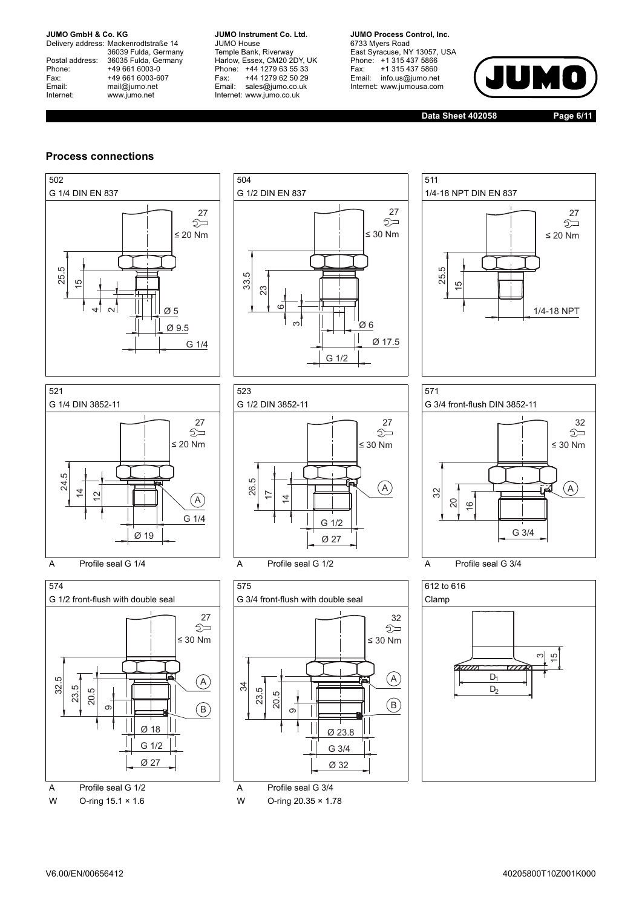## Process connections

**502**
G 1/4 DIN EN 837

27
≤ 20 Nm
25.5
15
4
2
Ø 5
Ø 9.5
G 1/4

**504**
G 1/2 DIN EN 837

27
≤ 30 Nm
33.5
23
6
3
Ø 6
Ø 17.5
G 1/2

**511**
1/4-18 NPT DIN EN 837

27
≤ 20 Nm
25.5
15
1/4-18 NPT

**521**
G 1/4 DIN 3852-11

27
≤ 20 Nm
24.5
14
12
A
G 1/4
Ø 19

A Profile seal G 1/4

**523**
G 1/2 DIN 3852-11

27
≤ 30 Nm
26.5
17
14
A
G 1/2
Ø 27

A Profile seal G 1/2

**571**
G 3/4 front-flush DIN 3852-11

32
≤ 30 Nm
32
20
16
A
G 3/4

A Profile seal G 3/4

**574**
G 1/2 front-flush with double seal

27
≤ 30 Nm
32.5
23.5
20.5
9
A
B
Ø 18
G 1/2
Ø 27

A Profile seal G 1/2
W O-ring 15.1 × 1.6

**575**
G 3/4 front-flush with double seal

32
≤ 30 Nm
34
23.5
20.5
9
A
B
Ø 23.8
G 3/4
Ø 32

A Profile seal G 3/4
W O-ring 20.35 × 1.78

**612 to 616**
Clamp

3
15
$D_1$
$D_2$

V6.00/EN/00656412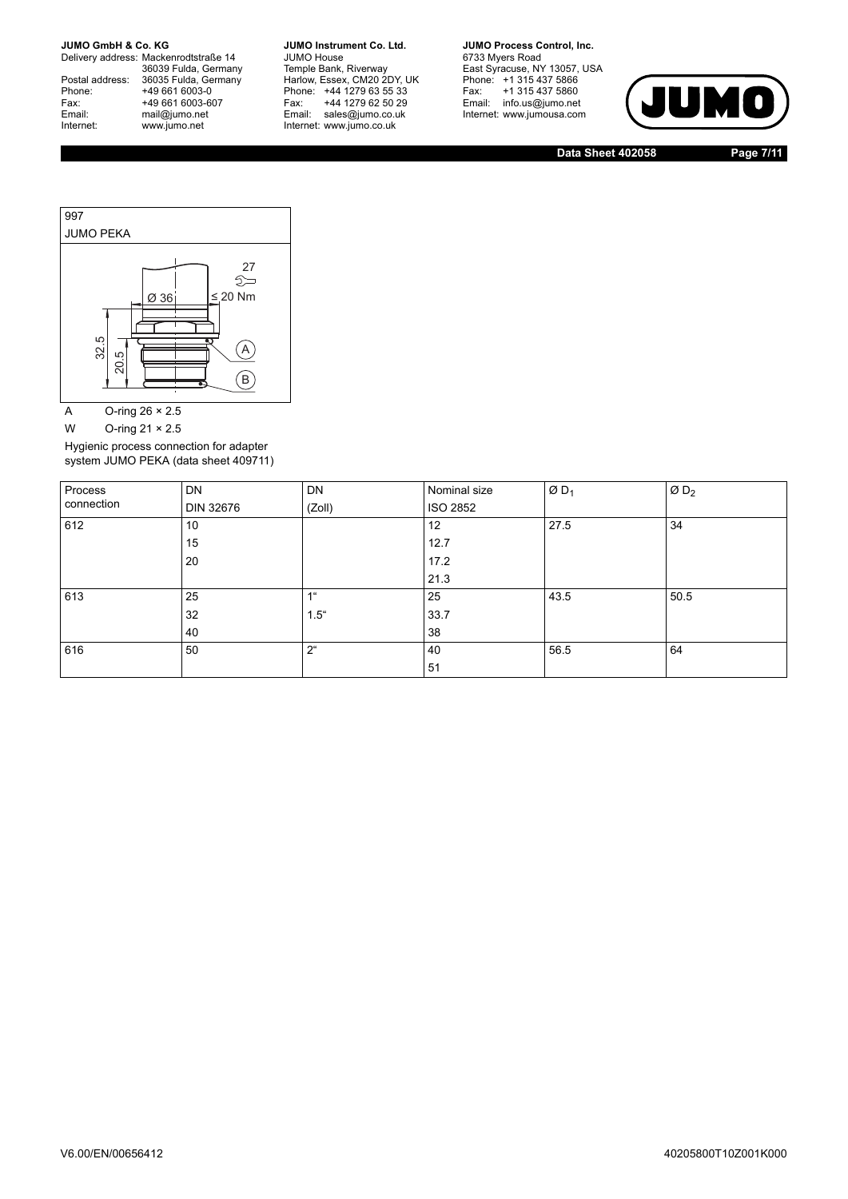| 997 |
| --- |
| JUMO PEKA |

27

Ø 36

≤ 20 Nm

32.5

20.5

A

B

A O-ring 26 × 2.5

W O-ring 21 × 2.5

Hygienic process connection for adapter system JUMO PEKA (data sheet 409711)

| Process connection | DN DIN 32676 | DN (Zoll) | Nominal size ISO 2852 | Ø $D_1$ | Ø $D_2$ |
| --- | --- | --- | --- | --- | --- |
| 612 | 10 | | 12 | 27.5 | 34 |
| | 15 | | 12.7 | | |
| | 20 | | 17.2 | | |
| | | | 21.3 | | |
| 613 | 25 | 1“ | 25 | 43.5 | 50.5 |
| | 32 | 1.5“ | 33.7 | | |
| | 40 | | 38 | | |
| 616 | 50 | 2“ | 40 | 56.5 | 64 |
| | | | 51 | | |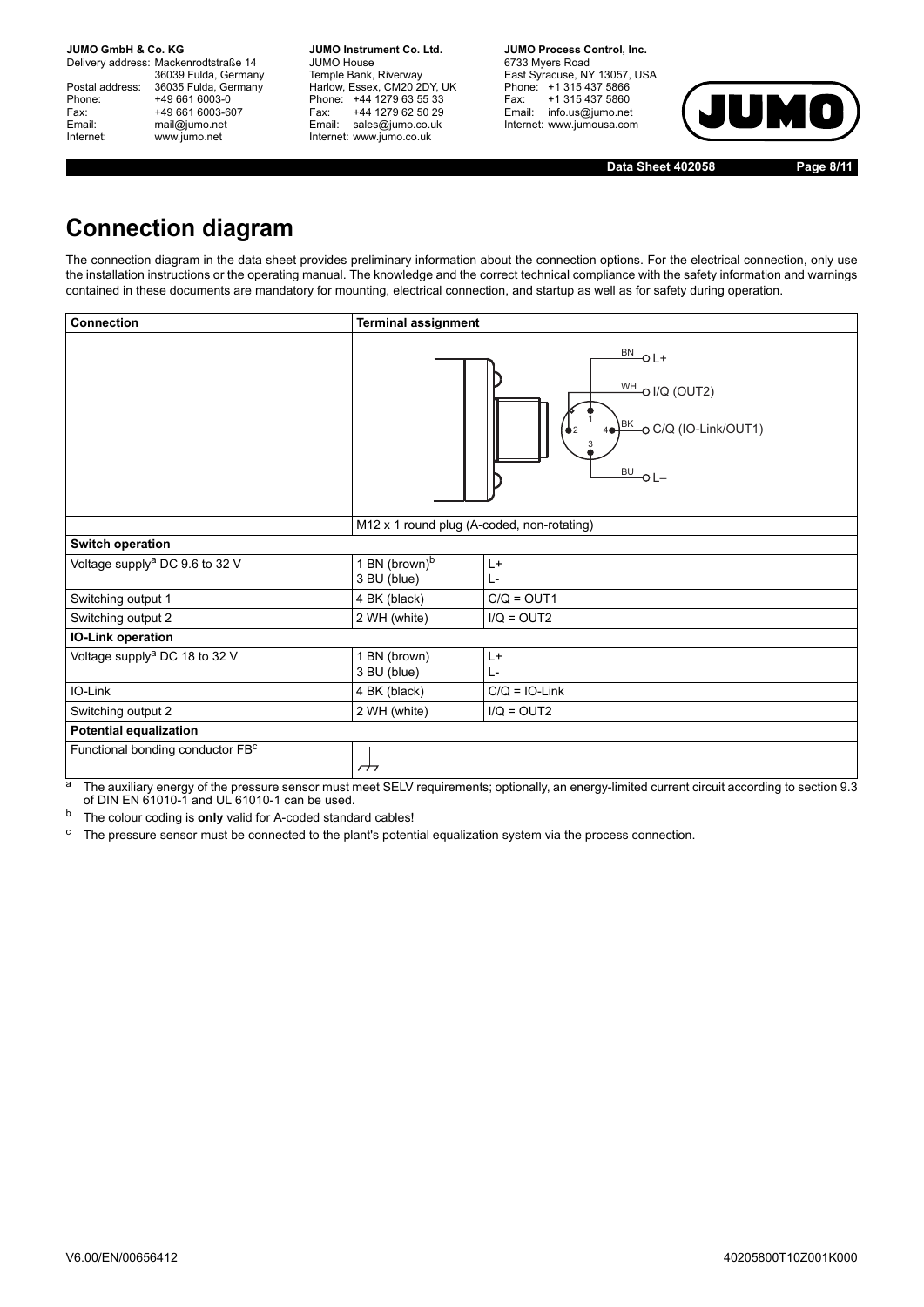# Connection diagram

The connection diagram in the data sheet provides preliminary information about the connection options. For the electrical connection, only use the installation instructions or the operating manual. The knowledge and the correct technical compliance with the safety information and warnings contained in these documents are mandatory for mounting, electrical connection, and startup as well as for safety during operation.

| Connection | Terminal assignment | |
|---|---|---|
| | BN L+; WH I/Q (OUT2); BK C/Q (IO-Link/OUT1); BU L– | |
| | M12 x 1 round plug (A-coded, non-rotating) | |
| **Switch operation** | | |
| Voltage supply[a] DC 9.6 to 32 V | 1 BN (brown)[b]<br>3 BU (blue) | L+<br>L- |
| Switching output 1 | 4 BK (black) | C/Q = OUT1 |
| Switching output 2 | 2 WH (white) | I/Q = OUT2 |
| **IO-Link operation** | | |
| Voltage supply[a] DC 18 to 32 V | 1 BN (brown)<br>3 BU (blue) | L+<br>L- |
| IO-Link | 4 BK (black) | C/Q = IO-Link |
| Switching output 2 | 2 WH (white) | I/Q = OUT2 |
| **Potential equalization** | | |
| Functional bonding conductor FB[c] | ⏚ | |

[a] The auxiliary energy of the pressure sensor must meet SELV requirements; optionally, an energy-limited current circuit according to section 9.3 of DIN EN 61010-1 and UL 61010-1 can be used.

[b] The colour coding is **only** valid for A-coded standard cables!

[c] The pressure sensor must be connected to the plant's potential equalization system via the process connection.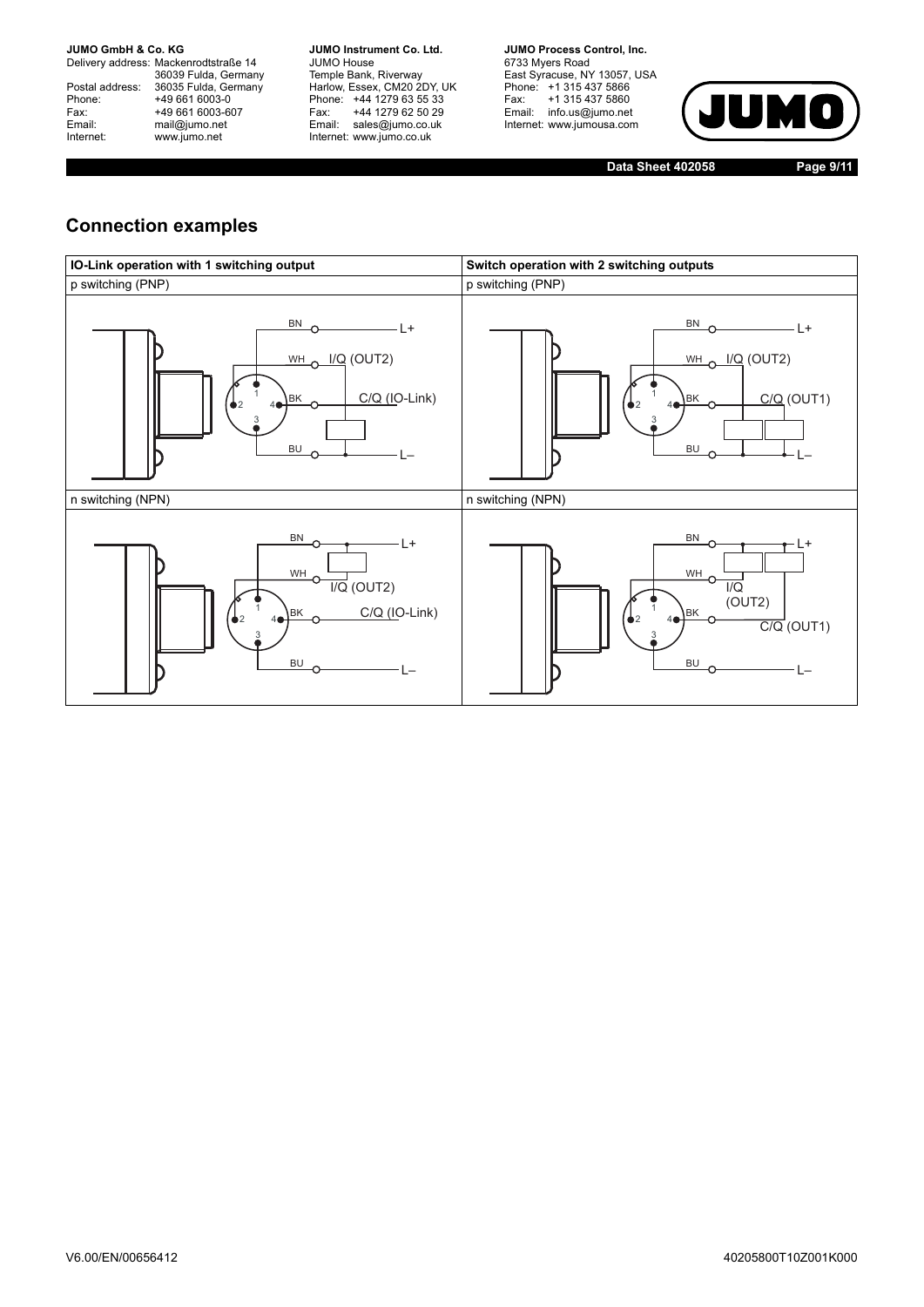## Connection examples

| IO-Link operation with 1 switching output | Switch operation with 2 switching outputs |
| --- | --- |
| p switching (PNP) | p switching (PNP) |
| BN — L+; WH — I/Q (OUT2); BK — C/Q (IO-Link); BU — L– | BN — L+; WH — I/Q (OUT2); BK — C/Q (OUT1); BU — L– |
| n switching (NPN) | n switching (NPN) |
| BN — L+; WH — I/Q (OUT2); BK — C/Q (IO-Link); BU — L– | BN — L+; WH — I/Q (OUT2); BK — C/Q (OUT1); BU — L– |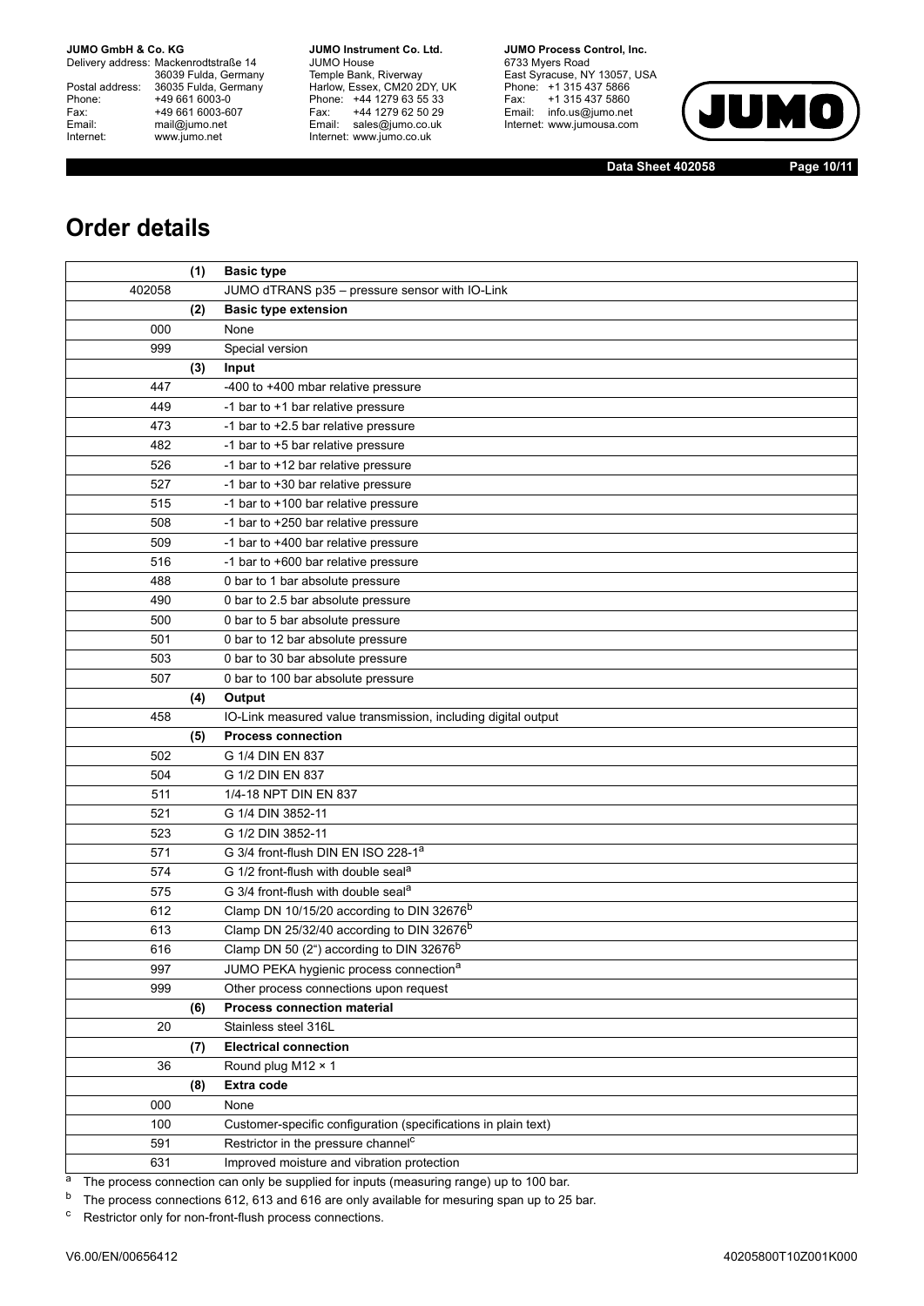# Order details

| | (1) | Basic type |
|---|---|---|
| 402058 | | JUMO dTRANS p35 – pressure sensor with IO-Link |
| | (2) | **Basic type extension** |
| 000 | | None |
| 999 | | Special version |
| | (3) | **Input** |
| 447 | | -400 to +400 mbar relative pressure |
| 449 | | -1 bar to +1 bar relative pressure |
| 473 | | -1 bar to +2.5 bar relative pressure |
| 482 | | -1 bar to +5 bar relative pressure |
| 526 | | -1 bar to +12 bar relative pressure |
| 527 | | -1 bar to +30 bar relative pressure |
| 515 | | -1 bar to +100 bar relative pressure |
| 508 | | -1 bar to +250 bar relative pressure |
| 509 | | -1 bar to +400 bar relative pressure |
| 516 | | -1 bar to +600 bar relative pressure |
| 488 | | 0 bar to 1 bar absolute pressure |
| 490 | | 0 bar to 2.5 bar absolute pressure |
| 500 | | 0 bar to 5 bar absolute pressure |
| 501 | | 0 bar to 12 bar absolute pressure |
| 503 | | 0 bar to 30 bar absolute pressure |
| 507 | | 0 bar to 100 bar absolute pressure |
| | (4) | **Output** |
| 458 | | IO-Link measured value transmission, including digital output |
| | (5) | **Process connection** |
| 502 | | G 1/4 DIN EN 837 |
| 504 | | G 1/2 DIN EN 837 |
| 511 | | 1/4-18 NPT DIN EN 837 |
| 521 | | G 1/4 DIN 3852-11 |
| 523 | | G 1/2 DIN 3852-11 |
| 571 | | G 3/4 front-flush DIN EN ISO 228-1[a] |
| 574 | | G 1/2 front-flush with double seal[a] |
| 575 | | G 3/4 front-flush with double seal[a] |
| 612 | | Clamp DN 10/15/20 according to DIN 32676[b] |
| 613 | | Clamp DN 25/32/40 according to DIN 32676[b] |
| 616 | | Clamp DN 50 (2") according to DIN 32676[b] |
| 997 | | JUMO PEKA hygienic process connection[a] |
| 999 | | Other process connections upon request |
| | (6) | **Process connection material** |
| 20 | | Stainless steel 316L |
| | (7) | **Electrical connection** |
| 36 | | Round plug M12 × 1 |
| | (8) | **Extra code** |
| 000 | | None |
| 100 | | Customer-specific configuration (specifications in plain text) |
| 591 | | Restrictor in the pressure channel[c] |
| 631 | | Improved moisture and vibration protection |

[a] The process connection can only be supplied for inputs (measuring range) up to 100 bar.

[b] The process connections 612, 613 and 616 are only available for mesuring span up to 25 bar.

[c] Restrictor only for non-front-flush process connections.

V6.00/EN/00656412 40205800T10Z001K000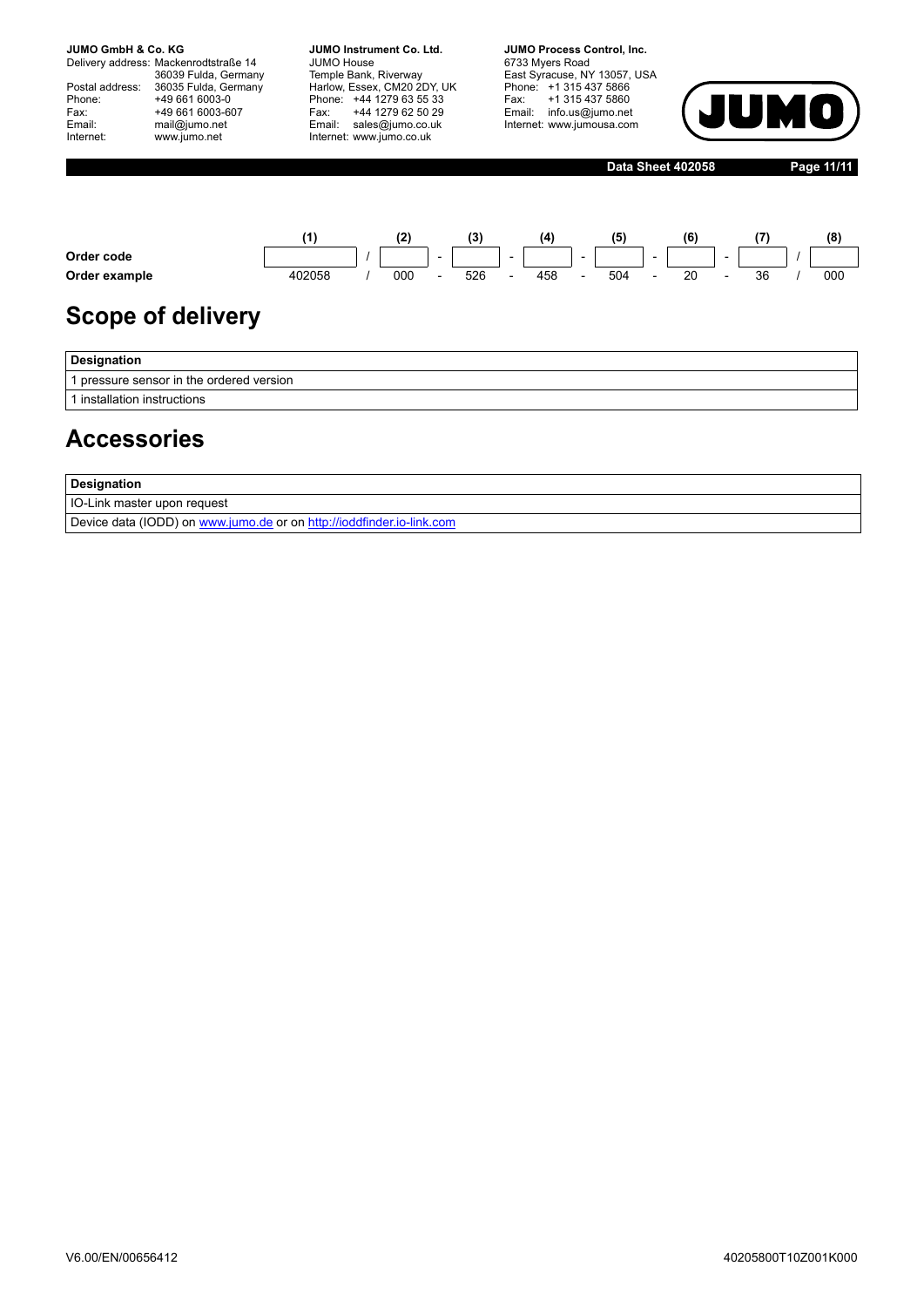| | (1) | | (2) | | (3) | | (4) | | (5) | | (6) | | (7) | | (8) |
|---|---|---|---|---|---|---|---|---|---|---|---|---|---|---|---|
| **Order code** | | / | | - | | - | | - | | - | | - | | / | |
| **Order example** | 402058 | / | 000 | - | 526 | - | 458 | - | 504 | - | 20 | - | 36 | / | 000 |

# Scope of delivery

| Designation |
|---|
| 1 pressure sensor in the ordered version |
| 1 installation instructions |

# Accessories

| Designation |
|---|
| IO-Link master upon request |
| Device data (IODD) on www.jumo.de or on http://ioddfinder.io-link.com |